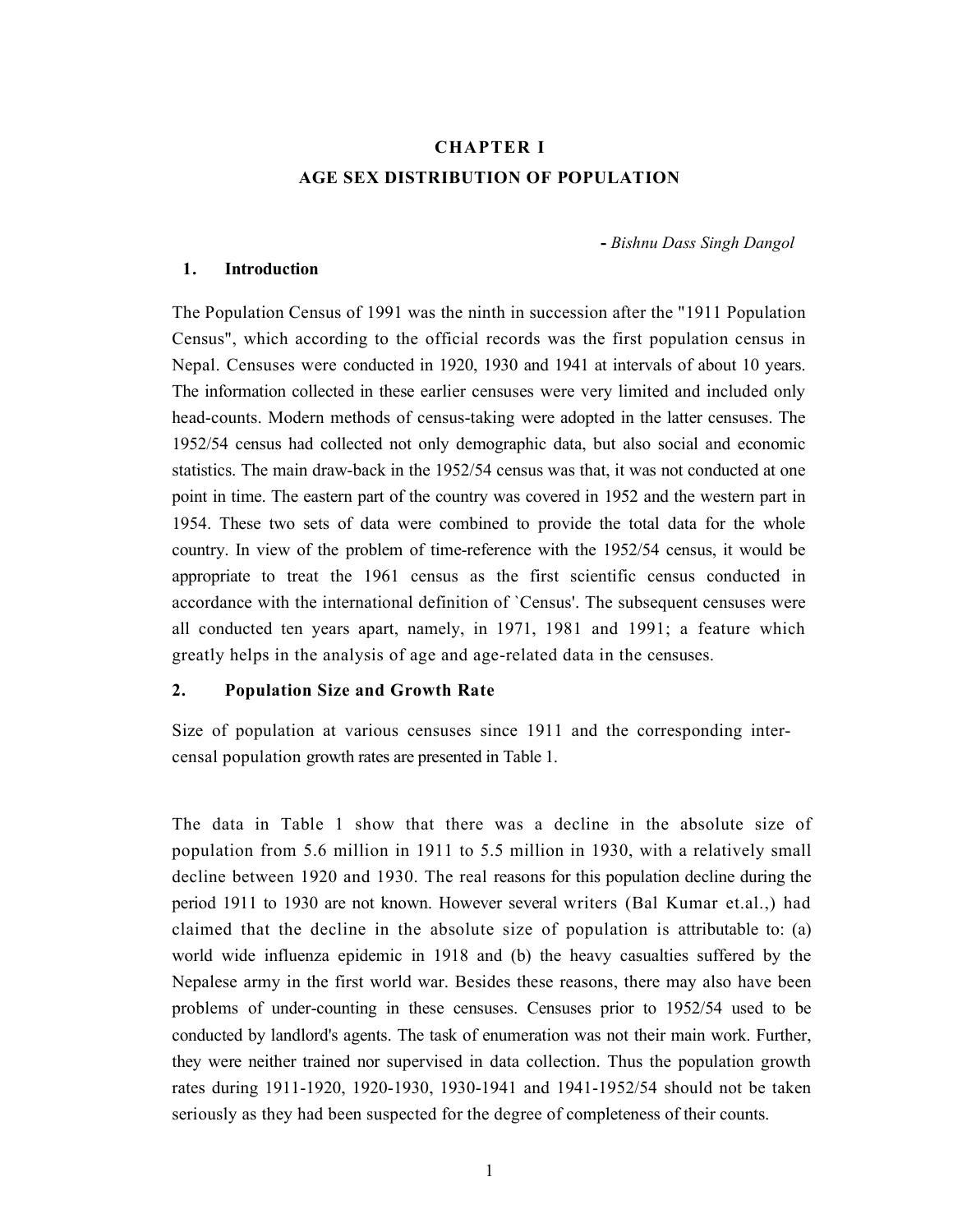# CHAPTER I

# AGE SEX DISTRIBUTION OF POPULATION

*- Bishnu Dass Singh Dangol*

## 1. Introduction

The Population Census of 1991 was the ninth in succession after the "1911 Population Census", which according to the official records was the first population census in Nepal. Censuses were conducted in 1920, 1930 and 1941 at intervals of about 10 years. The information collected in these earlier censuses were very limited and included only head-counts. Modern methods of census-taking were adopted in the latter censuses. The 1952/54 census had collected not only demographic data, but also social and economic statistics. The main draw-back in the 1952/54 census was that, it was not conducted at one point in time. The eastern part of the country was covered in 1952 and the western part in 1954. These two sets of data were combined to provide the total data for the whole country. In view of the problem of time-reference with the 1952/54 census, it would be appropriate to treat the 1961 census as the first scientific census conducted in accordance with the international definition of `Census'. The subsequent censuses were all conducted ten years apart, namely, in 1971, 1981 and 1991; a feature which greatly helps in the analysis of age and age-related data in the censuses.

## 2. Population Size and Growth Rate

Size of population at various censuses since 1911 and the corresponding inter-censal population growth rates are presented in Table 1.

The data in Table 1 show that there was a decline in the absolute size of population from 5.6 million in 1911 to 5.5 million in 1930, with a relatively small decline between 1920 and 1930. The real reasons for this population decline during the period 1911 to 1930 are not known. However several writers (Bal Kumar et.al.,) had claimed that the decline in the absolute size of population is attributable to: (a) world wide influenza epidemic in 1918 and (b) the heavy casualties suffered by the Nepalese army in the first world war. Besides these reasons, there may also have been problems of under-counting in these censuses. Censuses prior to 1952/54 used to be conducted by landlord's agents. The task of enumeration was not their main work. Further, they were neither trained nor supervised in data collection. Thus the population growth rates during 1911-1920, 1920-1930, 1930-1941 and 1941-1952/54 should not be taken seriously as they had been suspected for the degree of completeness of their counts.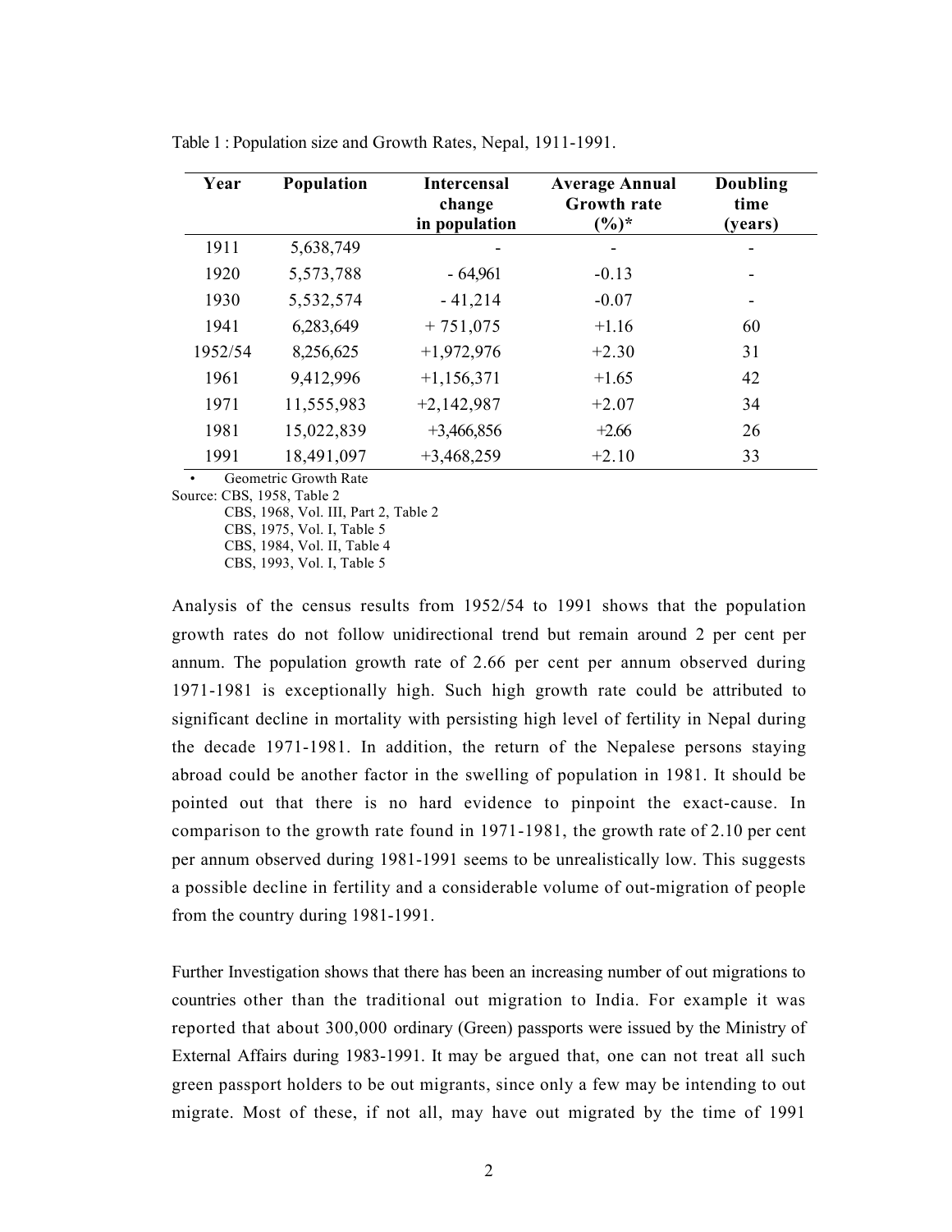Table 1 : Population size and Growth Rates, Nepal, 1911-1991.

| Year | Population | Intercensal change in population | Average Annual Growth rate (%)* | Doubling time (years) |
|---|---|---|---|---|
| 1911 | 5,638,749 | - | - | - |
| 1920 | 5,573,788 | - 64,961 | -0.13 | - |
| 1930 | 5,532,574 | - 41,214 | -0.07 | - |
| 1941 | 6,283,649 | + 751,075 | +1.16 | 60 |
| 1952/54 | 8,256,625 | +1,972,976 | +2.30 | 31 |
| 1961 | 9,412,996 | +1,156,371 | +1.65 | 42 |
| 1971 | 11,555,983 | +2,142,987 | +2.07 | 34 |
| 1981 | 15,022,839 | +3,466,856 | +2.66 | 26 |
| 1991 | 18,491,097 | +3,468,259 | +2.10 | 33 |

- Geometric Growth Rate

Source: CBS, 1958, Table 2
CBS, 1968, Vol. III, Part 2, Table 2
CBS, 1975, Vol. I, Table 5
CBS, 1984, Vol. II, Table 4
CBS, 1993, Vol. I, Table 5

Analysis of the census results from 1952/54 to 1991 shows that the population growth rates do not follow unidirectional trend but remain around 2 per cent per annum. The population growth rate of 2.66 per cent per annum observed during 1971-1981 is exceptionally high. Such high growth rate could be attributed to significant decline in mortality with persisting high level of fertility in Nepal during the decade 1971-1981. In addition, the return of the Nepalese persons staying abroad could be another factor in the swelling of population in 1981. It should be pointed out that there is no hard evidence to pinpoint the exact-cause. In comparison to the growth rate found in 1971-1981, the growth rate of 2.10 per cent per annum observed during 1981-1991 seems to be unrealistically low. This suggests a possible decline in fertility and a considerable volume of out-migration of people from the country during 1981-1991.

Further Investigation shows that there has been an increasing number of out migrations to countries other than the traditional out migration to India. For example it was reported that about 300,000 ordinary (Green) passports were issued by the Ministry of External Affairs during 1983-1991. It may be argued that, one can not treat all such green passport holders to be out migrants, since only a few may be intending to out migrate. Most of these, if not all, may have out migrated by the time of 1991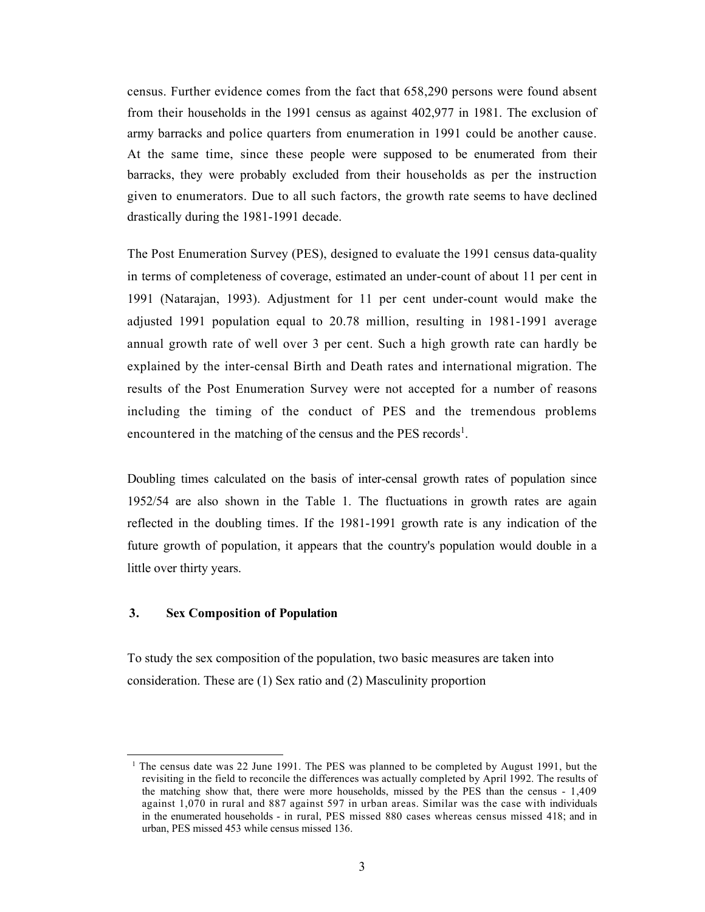census. Further evidence comes from the fact that 658,290 persons were found absent from their households in the 1991 census as against 402,977 in 1981. The exclusion of army barracks and police quarters from enumeration in 1991 could be another cause. At the same time, since these people were supposed to be enumerated from their barracks, they were probably excluded from their households as per the instruction given to enumerators. Due to all such factors, the growth rate seems to have declined drastically during the 1981-1991 decade.

The Post Enumeration Survey (PES), designed to evaluate the 1991 census data-quality in terms of completeness of coverage, estimated an under-count of about 11 per cent in 1991 (Natarajan, 1993). Adjustment for 11 per cent under-count would make the adjusted 1991 population equal to 20.78 million, resulting in 1981-1991 average annual growth rate of well over 3 per cent. Such a high growth rate can hardly be explained by the inter-censal Birth and Death rates and international migration. The results of the Post Enumeration Survey were not accepted for a number of reasons including the timing of the conduct of PES and the tremendous problems encountered in the matching of the census and the PES records[1].

Doubling times calculated on the basis of inter-censal growth rates of population since 1952/54 are also shown in the Table 1. The fluctuations in growth rates are again reflected in the doubling times. If the 1981-1991 growth rate is any indication of the future growth of population, it appears that the country's population would double in a little over thirty years.

## 3. Sex Composition of Population

To study the sex composition of the population, two basic measures are taken into consideration. These are (1) Sex ratio and (2) Masculinity proportion

---

[1] The census date was 22 June 1991. The PES was planned to be completed by August 1991, but the revisiting in the field to reconcile the differences was actually completed by April 1992. The results of the matching show that, there were more households, missed by the PES than the census - 1,409 against 1,070 in rural and 887 against 597 in urban areas. Similar was the case with individuals in the enumerated households - in rural, PES missed 880 cases whereas census missed 418; and in urban, PES missed 453 while census missed 136.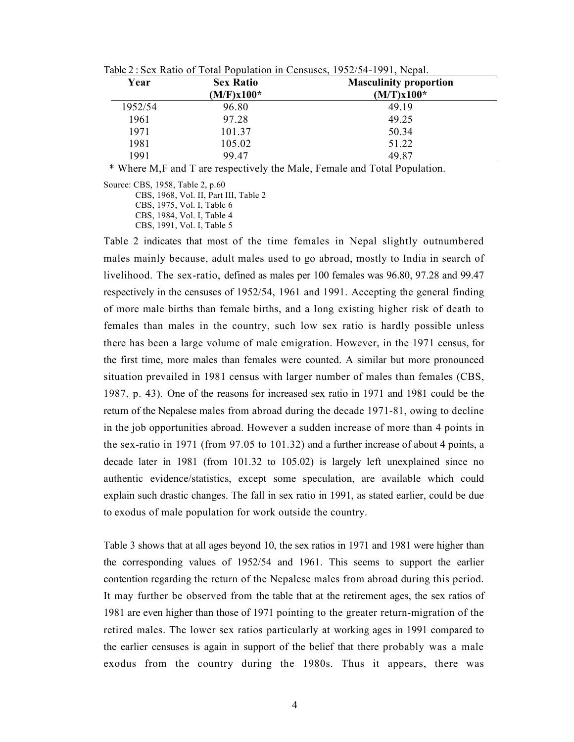Table 2 : Sex Ratio of Total Population in Censuses, 1952/54-1991, Nepal.

| Year | Sex Ratio (M/F)x100* | Masculinity proportion (M/T)x100* |
|---|---|---|
| 1952/54 | 96.80 | 49.19 |
| 1961 | 97.28 | 49.25 |
| 1971 | 101.37 | 50.34 |
| 1981 | 105.02 | 51.22 |
| 1991 | 99.47 | 49.87 |

\* Where M,F and T are respectively the Male, Female and Total Population.

Source: CBS, 1958, Table 2, p.60
CBS, 1968, Vol. II, Part III, Table 2
CBS, 1975, Vol. I, Table 6
CBS, 1984, Vol. I, Table 4
CBS, 1991, Vol. I, Table 5

Table 2 indicates that most of the time females in Nepal slightly outnumbered males mainly because, adult males used to go abroad, mostly to India in search of livelihood. The sex-ratio, defined as males per 100 females was 96.80, 97.28 and 99.47 respectively in the censuses of 1952/54, 1961 and 1991. Accepting the general finding of more male births than female births, and a long existing higher risk of death to females than males in the country, such low sex ratio is hardly possible unless there has been a large volume of male emigration. However, in the 1971 census, for the first time, more males than females were counted. A similar but more pronounced situation prevailed in 1981 census with larger number of males than females (CBS, 1987, p. 43). One of the reasons for increased sex ratio in 1971 and 1981 could be the return of the Nepalese males from abroad during the decade 1971-81, owing to decline in the job opportunities abroad. However a sudden increase of more than 4 points in the sex-ratio in 1971 (from 97.05 to 101.32) and a further increase of about 4 points, a decade later in 1981 (from 101.32 to 105.02) is largely left unexplained since no authentic evidence/statistics, except some speculation, are available which could explain such drastic changes. The fall in sex ratio in 1991, as stated earlier, could be due to exodus of male population for work outside the country.

Table 3 shows that at all ages beyond 10, the sex ratios in 1971 and 1981 were higher than the corresponding values of 1952/54 and 1961. This seems to support the earlier contention regarding the return of the Nepalese males from abroad during this period. It may further be observed from the table that at the retirement ages, the sex ratios of 1981 are even higher than those of 1971 pointing to the greater return-migration of the retired males. The lower sex ratios particularly at working ages in 1991 compared to the earlier censuses is again in support of the belief that there probably was a male exodus from the country during the 1980s. Thus it appears, there was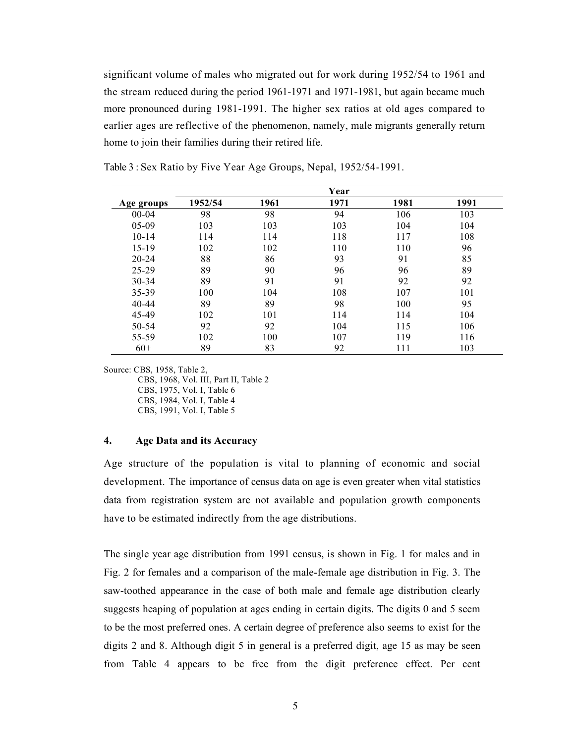significant volume of males who migrated out for work during 1952/54 to 1961 and the stream reduced during the period 1961-1971 and 1971-1981, but again became much more pronounced during 1981-1991. The higher sex ratios at old ages compared to earlier ages are reflective of the phenomenon, namely, male migrants generally return home to join their families during their retired life.

Table 3 : Sex Ratio by Five Year Age Groups, Nepal, 1952/54-1991.

| | Year | | | | |
|---|---|---|---|---|---|
| **Age groups** | **1952/54** | **1961** | **1971** | **1981** | **1991** |
| 00-04 | 98 | 98 | 94 | 106 | 103 |
| 05-09 | 103 | 103 | 103 | 104 | 104 |
| 10-14 | 114 | 114 | 118 | 117 | 108 |
| 15-19 | 102 | 102 | 110 | 110 | 96 |
| 20-24 | 88 | 86 | 93 | 91 | 85 |
| 25-29 | 89 | 90 | 96 | 96 | 89 |
| 30-34 | 89 | 91 | 91 | 92 | 92 |
| 35-39 | 100 | 104 | 108 | 107 | 101 |
| 40-44 | 89 | 89 | 98 | 100 | 95 |
| 45-49 | 102 | 101 | 114 | 114 | 104 |
| 50-54 | 92 | 92 | 104 | 115 | 106 |
| 55-59 | 102 | 100 | 107 | 119 | 116 |
| 60+ | 89 | 83 | 92 | 111 | 103 |

Source: CBS, 1958, Table 2,
CBS, 1968, Vol. III, Part II, Table 2
CBS, 1975, Vol. I, Table 6
CBS, 1984, Vol. I, Table 4
CBS, 1991, Vol. I, Table 5

## 4. Age Data and its Accuracy

Age structure of the population is vital to planning of economic and social development. The importance of census data on age is even greater when vital statistics data from registration system are not available and population growth components have to be estimated indirectly from the age distributions.

The single year age distribution from 1991 census, is shown in Fig. 1 for males and in Fig. 2 for females and a comparison of the male-female age distribution in Fig. 3. The saw-toothed appearance in the case of both male and female age distribution clearly suggests heaping of population at ages ending in certain digits. The digits 0 and 5 seem to be the most preferred ones. A certain degree of preference also seems to exist for the digits 2 and 8. Although digit 5 in general is a preferred digit, age 15 as may be seen from Table 4 appears to be free from the digit preference effect. Per cent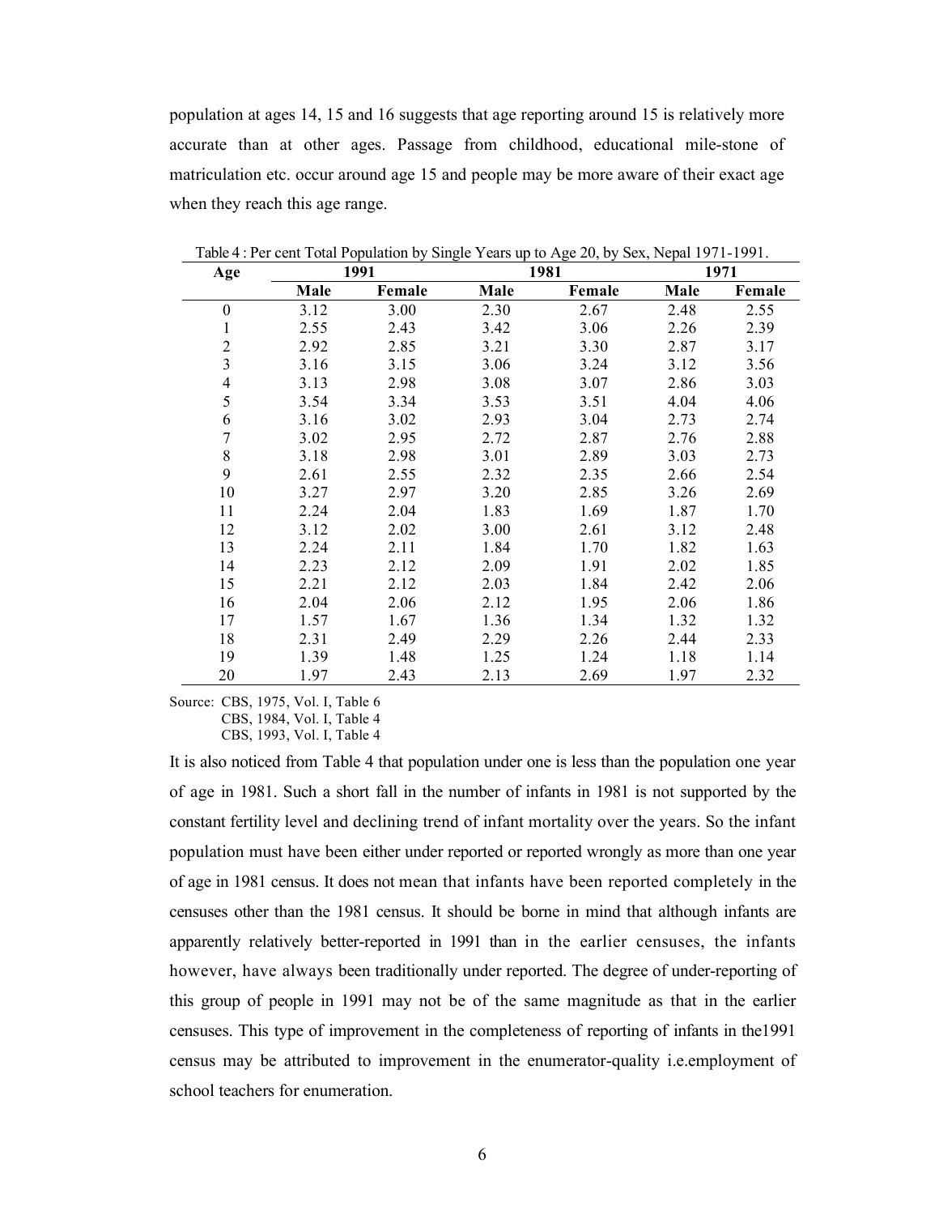population at ages 14, 15 and 16 suggests that age reporting around 15 is relatively more accurate than at other ages. Passage from childhood, educational mile-stone of matriculation etc. occur around age 15 and people may be more aware of their exact age when they reach this age range.

Table 4 : Per cent Total Population by Single Years up to Age 20, by Sex, Nepal 1971-1991.

| Age | 1991 | | 1981 | | 1971 | |
|---|---|---|---|---|---|---|
| | Male | Female | Male | Female | Male | Female |
| 0 | 3.12 | 3.00 | 2.30 | 2.67 | 2.48 | 2.55 |
| 1 | 2.55 | 2.43 | 3.42 | 3.06 | 2.26 | 2.39 |
| 2 | 2.92 | 2.85 | 3.21 | 3.30 | 2.87 | 3.17 |
| 3 | 3.16 | 3.15 | 3.06 | 3.24 | 3.12 | 3.56 |
| 4 | 3.13 | 2.98 | 3.08 | 3.07 | 2.86 | 3.03 |
| 5 | 3.54 | 3.34 | 3.53 | 3.51 | 4.04 | 4.06 |
| 6 | 3.16 | 3.02 | 2.93 | 3.04 | 2.73 | 2.74 |
| 7 | 3.02 | 2.95 | 2.72 | 2.87 | 2.76 | 2.88 |
| 8 | 3.18 | 2.98 | 3.01 | 2.89 | 3.03 | 2.73 |
| 9 | 2.61 | 2.55 | 2.32 | 2.35 | 2.66 | 2.54 |
| 10 | 3.27 | 2.97 | 3.20 | 2.85 | 3.26 | 2.69 |
| 11 | 2.24 | 2.04 | 1.83 | 1.69 | 1.87 | 1.70 |
| 12 | 3.12 | 2.02 | 3.00 | 2.61 | 3.12 | 2.48 |
| 13 | 2.24 | 2.11 | 1.84 | 1.70 | 1.82 | 1.63 |
| 14 | 2.23 | 2.12 | 2.09 | 1.91 | 2.02 | 1.85 |
| 15 | 2.21 | 2.12 | 2.03 | 1.84 | 2.42 | 2.06 |
| 16 | 2.04 | 2.06 | 2.12 | 1.95 | 2.06 | 1.86 |
| 17 | 1.57 | 1.67 | 1.36 | 1.34 | 1.32 | 1.32 |
| 18 | 2.31 | 2.49 | 2.29 | 2.26 | 2.44 | 2.33 |
| 19 | 1.39 | 1.48 | 1.25 | 1.24 | 1.18 | 1.14 |
| 20 | 1.97 | 2.43 | 2.13 | 2.69 | 1.97 | 2.32 |

Source: CBS, 1975, Vol. I, Table 6
CBS, 1984, Vol. I, Table 4
CBS, 1993, Vol. I, Table 4

It is also noticed from Table 4 that population under one is less than the population one year of age in 1981. Such a short fall in the number of infants in 1981 is not supported by the constant fertility level and declining trend of infant mortality over the years. So the infant population must have been either under reported or reported wrongly as more than one year of age in 1981 census. It does not mean that infants have been reported completely in the censuses other than the 1981 census. It should be borne in mind that although infants are apparently relatively better-reported in 1991 than in the earlier censuses, the infants however, have always been traditionally under reported. The degree of under-reporting of this group of people in 1991 may not be of the same magnitude as that in the earlier censuses. This type of improvement in the completeness of reporting of infants in the1991 census may be attributed to improvement in the enumerator-quality i.e.employment of school teachers for enumeration.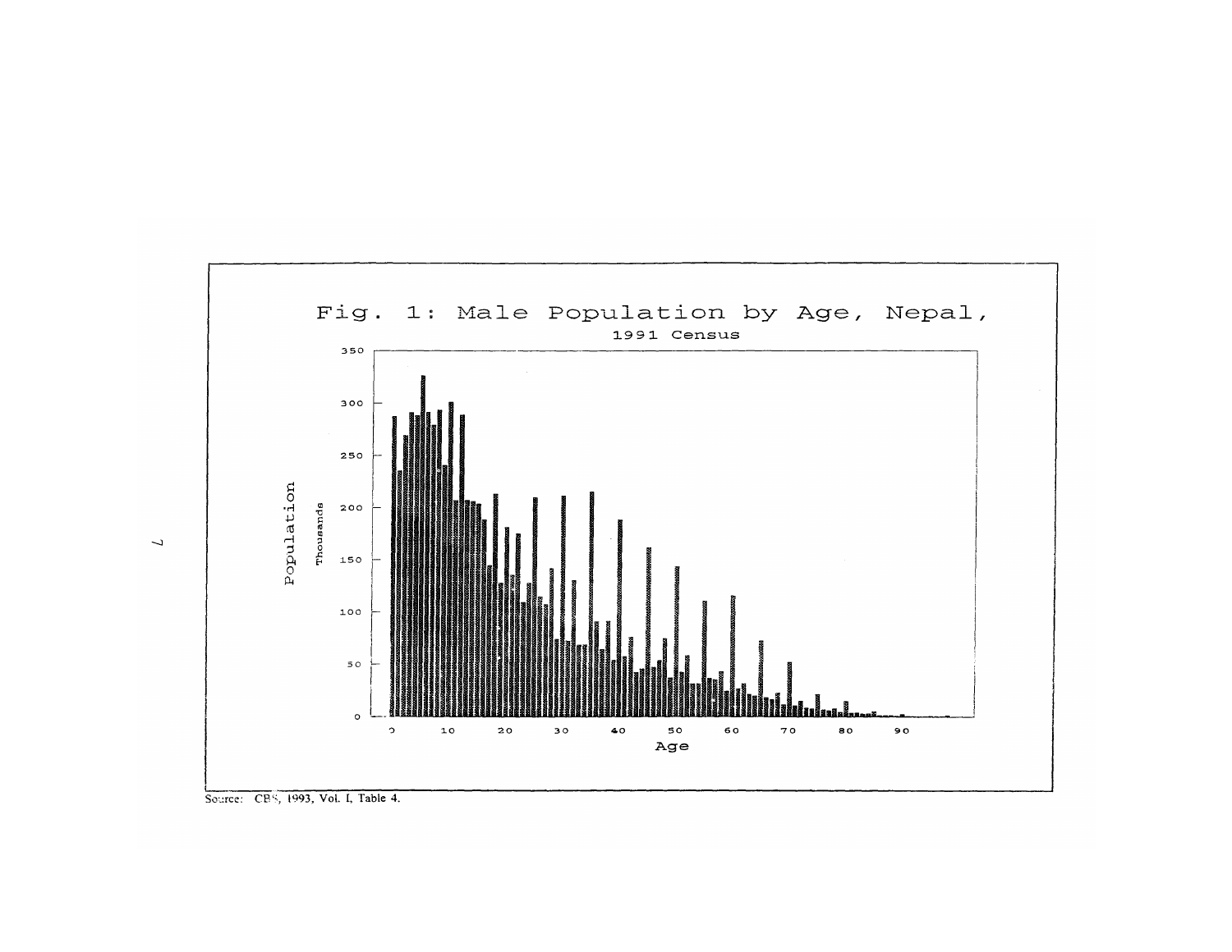Fig. 1: Male Population by Age, Nepal, 1991 Census

Source: CBS, 1993, Vol. I, Table 4.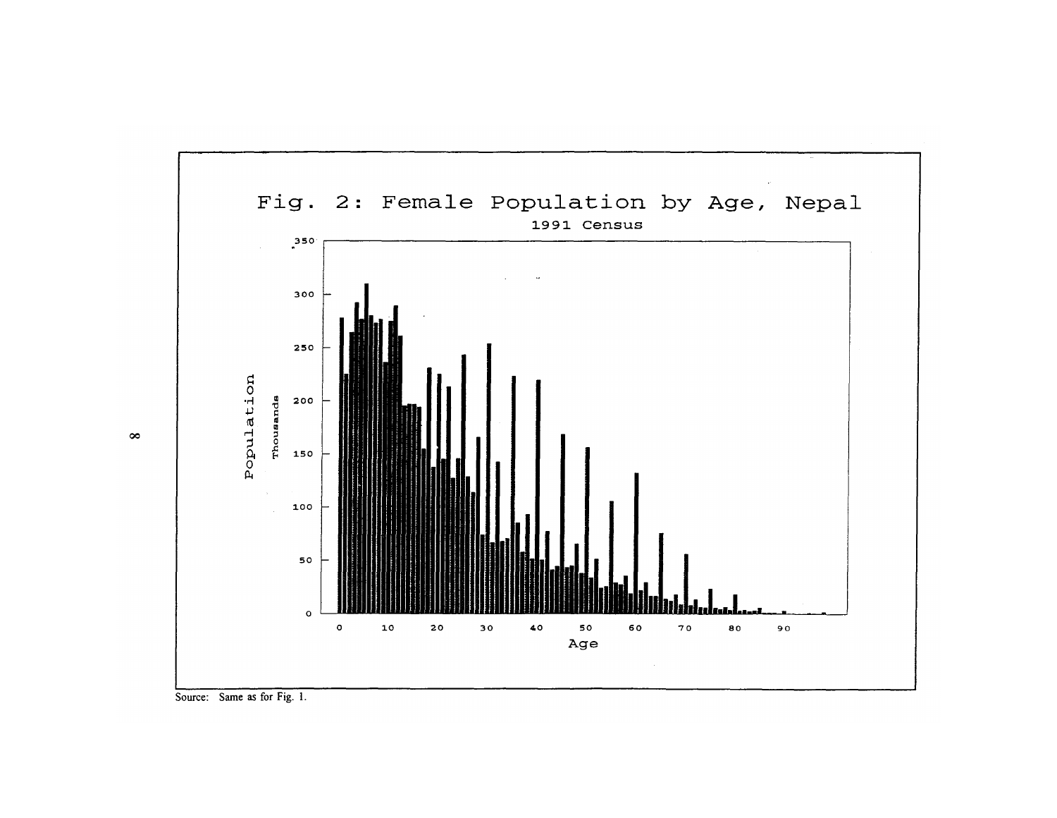# Fig. 2: Female Population by Age, Nepal

1991 Census

Source: Same as for Fig. 1.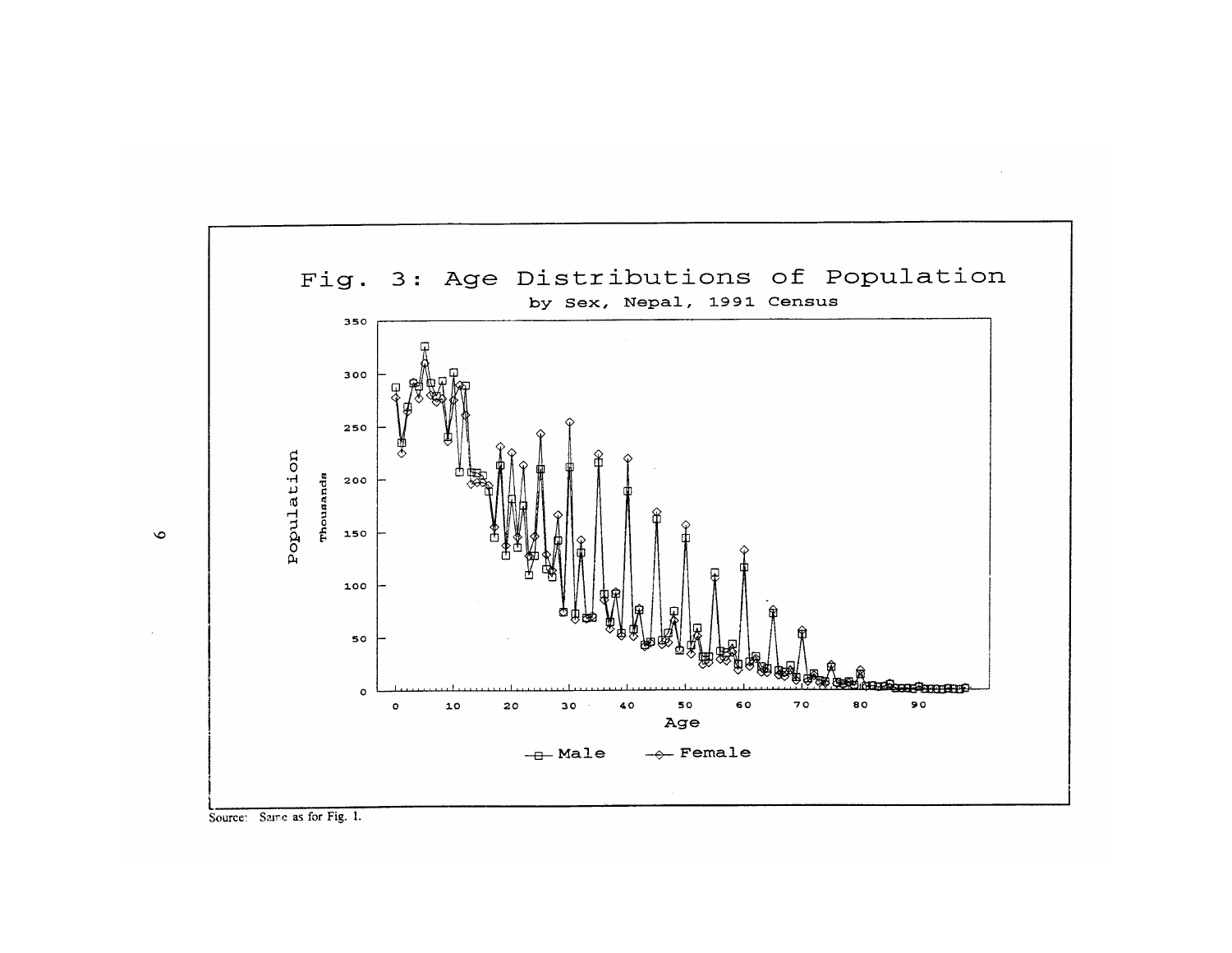# Fig. 3: Age Distributions of Population

by Sex, Nepal, 1991 Census

Population (Thousands)

Age

—□— Male —◇— Female

Source: Same as for Fig. 1.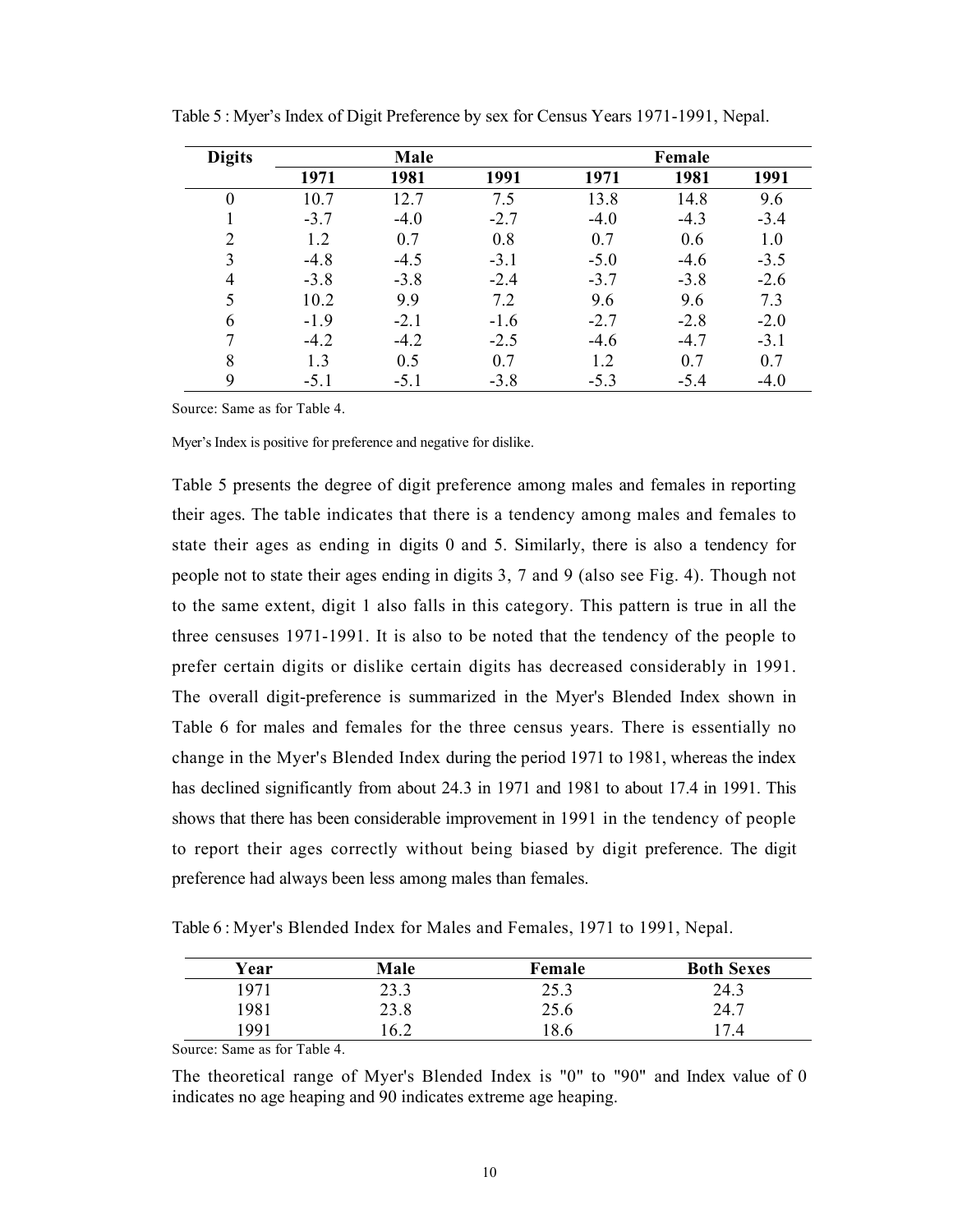Table 5 : Myer's Index of Digit Preference by sex for Census Years 1971-1991, Nepal.

| Digits | Male | | | Female | | |
|---|---|---|---|---|---|---|
| | 1971 | 1981 | 1991 | 1971 | 1981 | 1991 |
| 0 | 10.7 | 12.7 | 7.5 | 13.8 | 14.8 | 9.6 |
| 1 | -3.7 | -4.0 | -2.7 | -4.0 | -4.3 | -3.4 |
| 2 | 1.2 | 0.7 | 0.8 | 0.7 | 0.6 | 1.0 |
| 3 | -4.8 | -4.5 | -3.1 | -5.0 | -4.6 | -3.5 |
| 4 | -3.8 | -3.8 | -2.4 | -3.7 | -3.8 | -2.6 |
| 5 | 10.2 | 9.9 | 7.2 | 9.6 | 9.6 | 7.3 |
| 6 | -1.9 | -2.1 | -1.6 | -2.7 | -2.8 | -2.0 |
| 7 | -4.2 | -4.2 | -2.5 | -4.6 | -4.7 | -3.1 |
| 8 | 1.3 | 0.5 | 0.7 | 1.2 | 0.7 | 0.7 |
| 9 | -5.1 | -5.1 | -3.8 | -5.3 | -5.4 | -4.0 |

Source: Same as for Table 4.

Myer's Index is positive for preference and negative for dislike.

Table 5 presents the degree of digit preference among males and females in reporting their ages. The table indicates that there is a tendency among males and females to state their ages as ending in digits 0 and 5. Similarly, there is also a tendency for people not to state their ages ending in digits 3, 7 and 9 (also see Fig. 4). Though not to the same extent, digit 1 also falls in this category. This pattern is true in all the three censuses 1971-1991. It is also to be noted that the tendency of the people to prefer certain digits or dislike certain digits has decreased considerably in 1991. The overall digit-preference is summarized in the Myer's Blended Index shown in Table 6 for males and females for the three census years. There is essentially no change in the Myer's Blended Index during the period 1971 to 1981, whereas the index has declined significantly from about 24.3 in 1971 and 1981 to about 17.4 in 1991. This shows that there has been considerable improvement in 1991 in the tendency of people to report their ages correctly without being biased by digit preference. The digit preference had always been less among males than females.

Table 6 : Myer's Blended Index for Males and Females, 1971 to 1991, Nepal.

| Year | Male | Female | Both Sexes |
|---|---|---|---|
| 1971 | 23.3 | 25.3 | 24.3 |
| 1981 | 23.8 | 25.6 | 24.7 |
| 1991 | 16.2 | 18.6 | 17.4 |

Source: Same as for Table 4.

The theoretical range of Myer's Blended Index is "0" to "90" and Index value of 0 indicates no age heaping and 90 indicates extreme age heaping.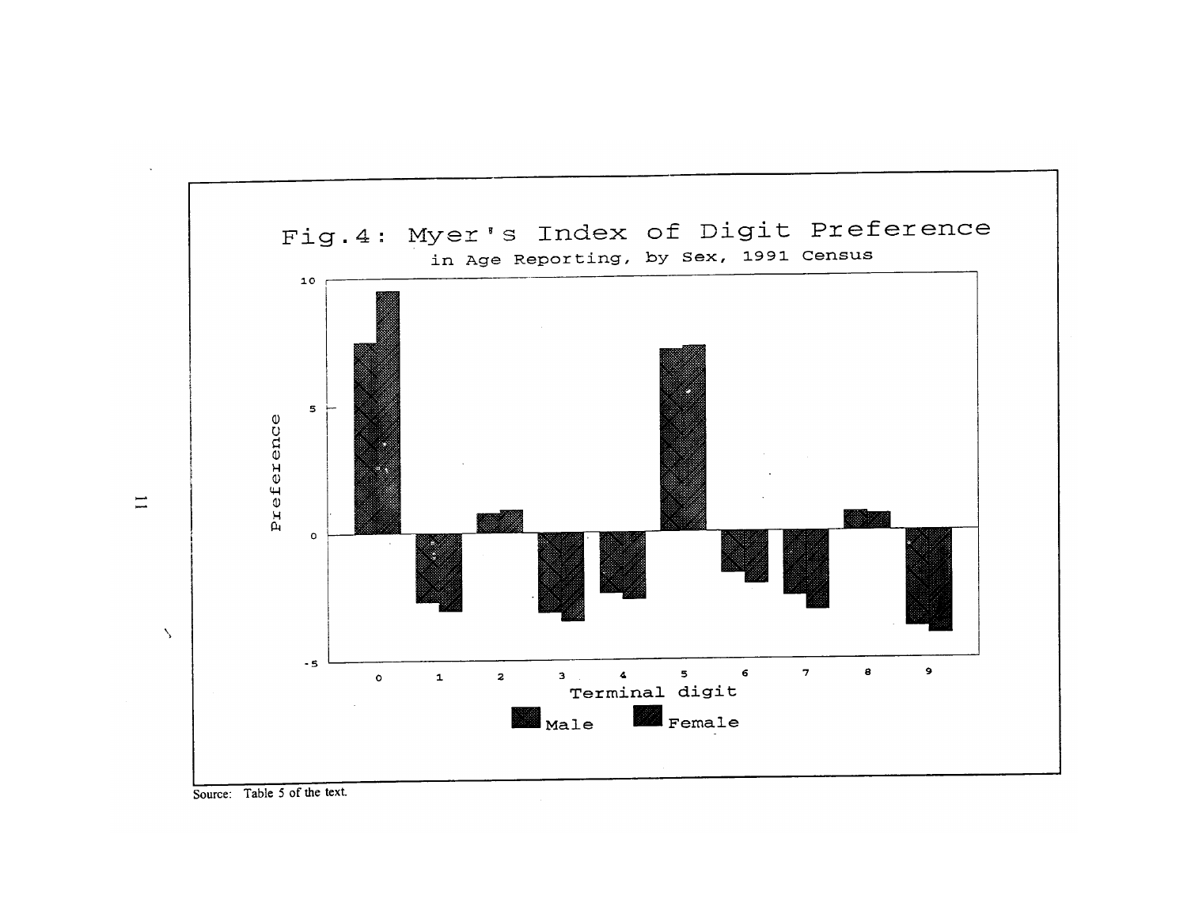Fig.4: Myer's Index of Digit Preference

in Age Reporting, by Sex, 1991 Census

Source: Table 5 of the text.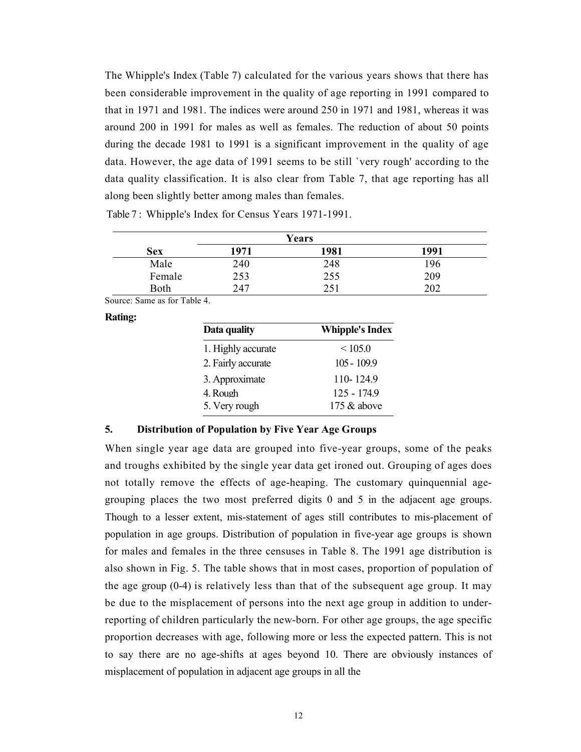The Whipple's Index (Table 7) calculated for the various years shows that there has been considerable improvement in the quality of age reporting in 1991 compared to that in 1971 and 1981. The indices were around 250 in 1971 and 1981, whereas it was around 200 in 1991 for males as well as females. The reduction of about 50 points during the decade 1981 to 1991 is a significant improvement in the quality of age data. However, the age data of 1991 seems to be still `very rough' according to the data quality classification. It is also clear from Table 7, that age reporting has all along been slightly better among males than females.

Table 7 : Whipple's Index for Census Years 1971-1991.

| Sex | Years | | |
|---|---|---|---|
| | 1971 | 1981 | 1991 |
| Male | 240 | 248 | 196 |
| Female | 253 | 255 | 209 |
| Both | 247 | 251 | 202 |

Source: Same as for Table 4.

**Rating:**

| Data quality | Whipple's Index |
|---|---|
| 1. Highly accurate | < 105.0 |
| 2. Fairly accurate | 105 - 109.9 |
| 3. Approximate | 110- 124.9 |
| 4. Rough | 125 - 174.9 |
| 5. Very rough | 175 & above |

## 5. Distribution of Population by Five Year Age Groups

When single year age data are grouped into five-year groups, some of the peaks and troughs exhibited by the single year data get ironed out. Grouping of ages does not totally remove the effects of age-heaping. The customary quinquennial age-grouping places the two most preferred digits 0 and 5 in the adjacent age groups. Though to a lesser extent, mis-statement of ages still contributes to mis-placement of population in age groups. Distribution of population in five-year age groups is shown for males and females in the three censuses in Table 8. The 1991 age distribution is also shown in Fig. 5. The table shows that in most cases, proportion of population of the age group (0-4) is relatively less than that of the subsequent age group. It may be due to the misplacement of persons into the next age group in addition to under-reporting of children particularly the new-born. For other age groups, the age specific proportion decreases with age, following more or less the expected pattern. This is not to say there are no age-shifts at ages beyond 10. There are obviously instances of misplacement of population in adjacent age groups in all the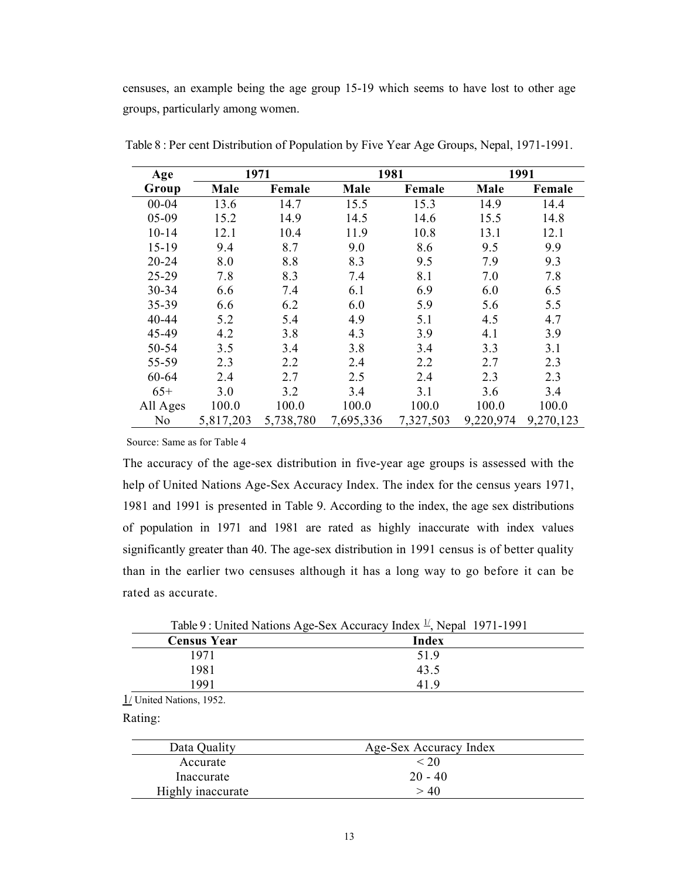censuses, an example being the age group 15-19 which seems to have lost to other age groups, particularly among women.

Table 8 : Per cent Distribution of Population by Five Year Age Groups, Nepal, 1971-1991.

| Age Group | 1971 | | 1981 | | 1991 | |
|---|---|---|---|---|---|---|
| | Male | Female | Male | Female | Male | Female |
| 00-04 | 13.6 | 14.7 | 15.5 | 15.3 | 14.9 | 14.4 |
| 05-09 | 15.2 | 14.9 | 14.5 | 14.6 | 15.5 | 14.8 |
| 10-14 | 12.1 | 10.4 | 11.9 | 10.8 | 13.1 | 12.1 |
| 15-19 | 9.4 | 8.7 | 9.0 | 8.6 | 9.5 | 9.9 |
| 20-24 | 8.0 | 8.8 | 8.3 | 9.5 | 7.9 | 9.3 |
| 25-29 | 7.8 | 8.3 | 7.4 | 8.1 | 7.0 | 7.8 |
| 30-34 | 6.6 | 7.4 | 6.1 | 6.9 | 6.0 | 6.5 |
| 35-39 | 6.6 | 6.2 | 6.0 | 5.9 | 5.6 | 5.5 |
| 40-44 | 5.2 | 5.4 | 4.9 | 5.1 | 4.5 | 4.7 |
| 45-49 | 4.2 | 3.8 | 4.3 | 3.9 | 4.1 | 3.9 |
| 50-54 | 3.5 | 3.4 | 3.8 | 3.4 | 3.3 | 3.1 |
| 55-59 | 2.3 | 2.2 | 2.4 | 2.2 | 2.7 | 2.3 |
| 60-64 | 2.4 | 2.7 | 2.5 | 2.4 | 2.3 | 2.3 |
| 65+ | 3.0 | 3.2 | 3.4 | 3.1 | 3.6 | 3.4 |
| All Ages | 100.0 | 100.0 | 100.0 | 100.0 | 100.0 | 100.0 |
| No | 5,817,203 | 5,738,780 | 7,695,336 | 7,327,503 | 9,220,974 | 9,270,123 |

Source: Same as for Table 4

The accuracy of the age-sex distribution in five-year age groups is assessed with the help of United Nations Age-Sex Accuracy Index. The index for the census years 1971, 1981 and 1991 is presented in Table 9. According to the index, the age sex distributions of population in 1971 and 1981 are rated as highly inaccurate with index values significantly greater than 40. The age-sex distribution in 1991 census is of better quality than in the earlier two censuses although it has a long way to go before it can be rated as accurate.

Table 9 : United Nations Age-Sex Accuracy Index [1/], Nepal 1971-1991

| Census Year | Index |
|---|---|
| 1971 | 51.9 |
| 1981 | 43.5 |
| 1991 | 41.9 |

1/ United Nations, 1952.

Rating:

| Data Quality | Age-Sex Accuracy Index |
|---|---|
| Accurate | < 20 |
| Inaccurate | 20 - 40 |
| Highly inaccurate | > 40 |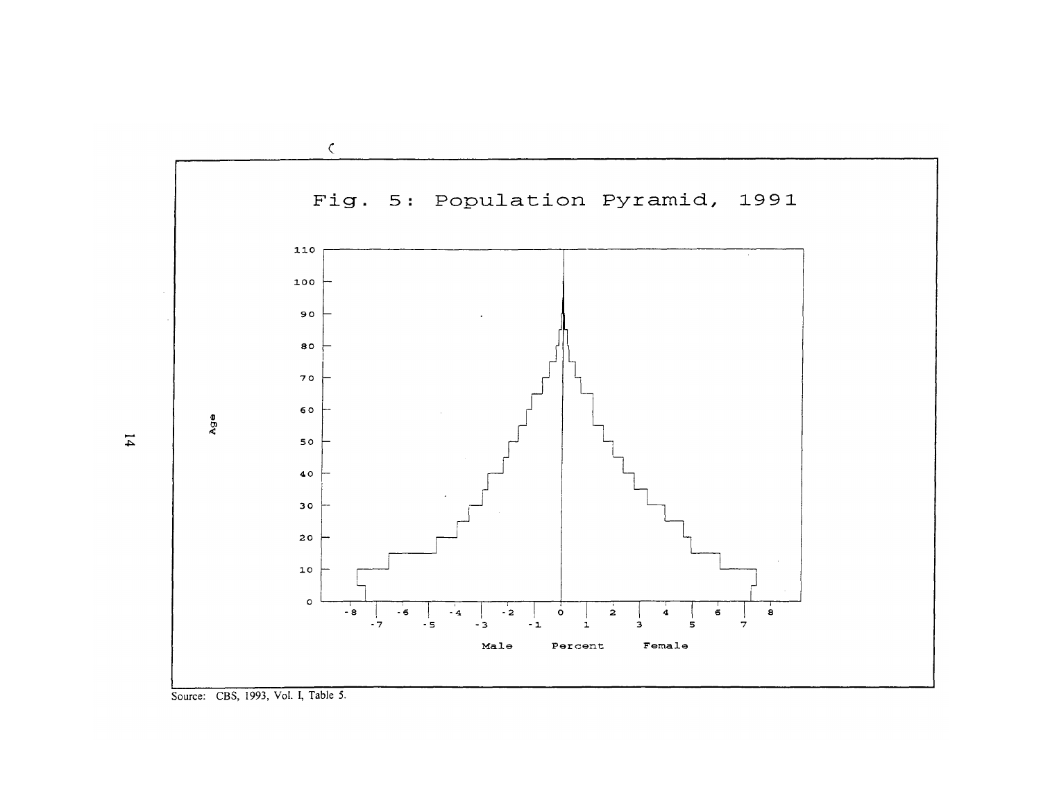Fig. 5: Population Pyramid, 1991

Source: CBS, 1993, Vol. I, Table 5.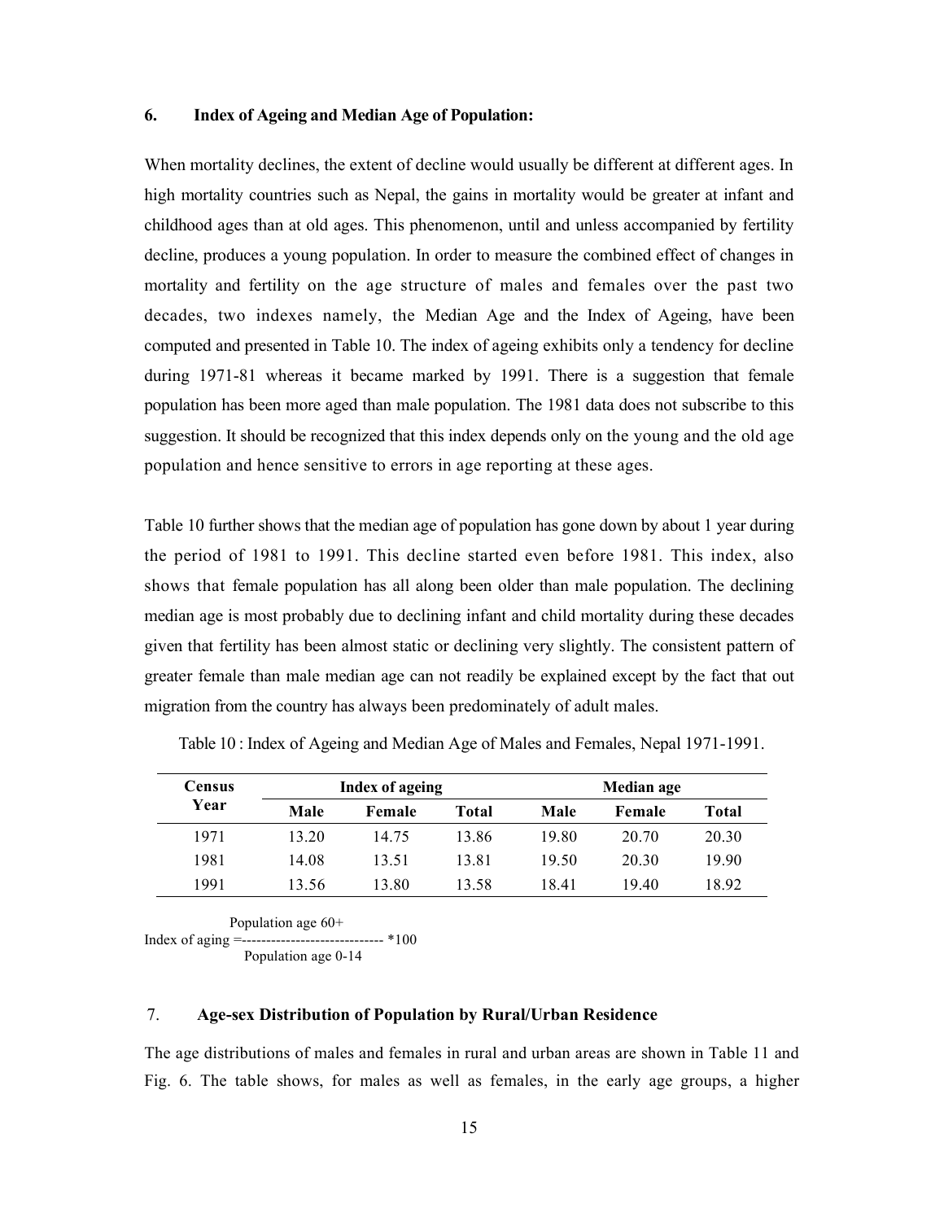## 6. Index of Ageing and Median Age of Population:

When mortality declines, the extent of decline would usually be different at different ages. In high mortality countries such as Nepal, the gains in mortality would be greater at infant and childhood ages than at old ages. This phenomenon, until and unless accompanied by fertility decline, produces a young population. In order to measure the combined effect of changes in mortality and fertility on the age structure of males and females over the past two decades, two indexes namely, the Median Age and the Index of Ageing, have been computed and presented in Table 10. The index of ageing exhibits only a tendency for decline during 1971-81 whereas it became marked by 1991. There is a suggestion that female population has been more aged than male population. The 1981 data does not subscribe to this suggestion. It should be recognized that this index depends only on the young and the old age population and hence sensitive to errors in age reporting at these ages.

Table 10 further shows that the median age of population has gone down by about 1 year during the period of 1981 to 1991. This decline started even before 1981. This index, also shows that female population has all along been older than male population. The declining median age is most probably due to declining infant and child mortality during these decades given that fertility has been almost static or declining very slightly. The consistent pattern of greater female than male median age can not readily be explained except by the fact that out migration from the country has always been predominately of adult males.

Table 10 : Index of Ageing and Median Age of Males and Females, Nepal 1971-1991.

| Census Year | Index of ageing | | | Median age | | |
|---|---|---|---|---|---|---|
| | Male | Female | Total | Male | Female | Total |
| 1971 | 13.20 | 14.75 | 13.86 | 19.80 | 20.70 | 20.30 |
| 1981 | 14.08 | 13.51 | 13.81 | 19.50 | 20.30 | 19.90 |
| 1991 | 13.56 | 13.80 | 13.58 | 18.41 | 19.40 | 18.92 |

$$\text{Index of aging} = \frac{\text{Population age 60+}}{\text{Population age 0-14}} * 100$$

## 7. Age-sex Distribution of Population by Rural/Urban Residence

The age distributions of males and females in rural and urban areas are shown in Table 11 and Fig. 6. The table shows, for males as well as females, in the early age groups, a higher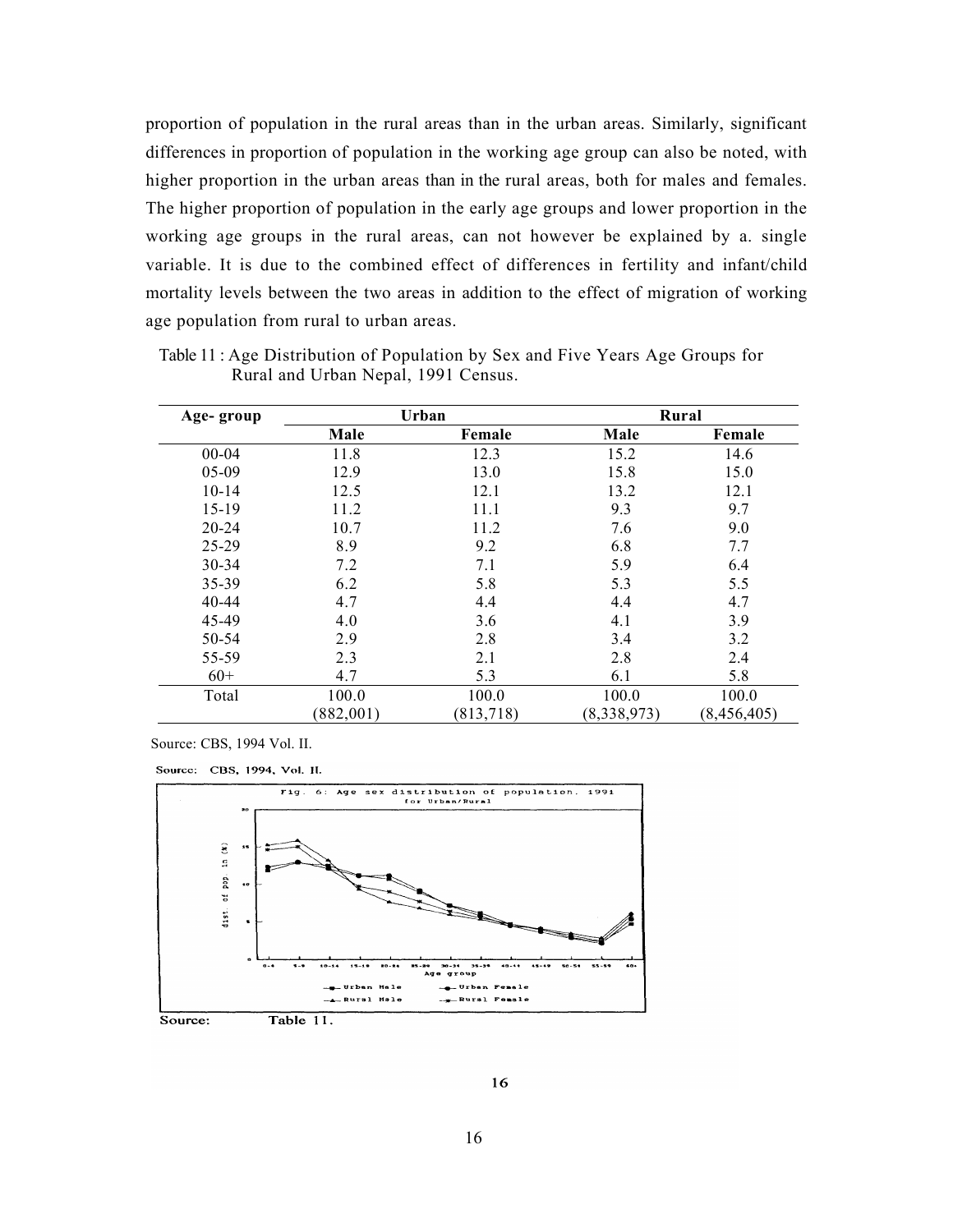proportion of population in the rural areas than in the urban areas. Similarly, significant differences in proportion of population in the working age group can also be noted, with higher proportion in the urban areas than in the rural areas, both for males and females. The higher proportion of population in the early age groups and lower proportion in the working age groups in the rural areas, can not however be explained by a. single variable. It is due to the combined effect of differences in fertility and infant/child mortality levels between the two areas in addition to the effect of migration of working age population from rural to urban areas.

Table 11 : Age Distribution of Population by Sex and Five Years Age Groups for Rural and Urban Nepal, 1991 Census.

| Age- group | Urban | | Rural | |
|---|---|---|---|---|
| | Male | Female | Male | Female |
| 00-04 | 11.8 | 12.3 | 15.2 | 14.6 |
| 05-09 | 12.9 | 13.0 | 15.8 | 15.0 |
| 10-14 | 12.5 | 12.1 | 13.2 | 12.1 |
| 15-19 | 11.2 | 11.1 | 9.3 | 9.7 |
| 20-24 | 10.7 | 11.2 | 7.6 | 9.0 |
| 25-29 | 8.9 | 9.2 | 6.8 | 7.7 |
| 30-34 | 7.2 | 7.1 | 5.9 | 6.4 |
| 35-39 | 6.2 | 5.8 | 5.3 | 5.5 |
| 40-44 | 4.7 | 4.4 | 4.4 | 4.7 |
| 45-49 | 4.0 | 3.6 | 4.1 | 3.9 |
| 50-54 | 2.9 | 2.8 | 3.4 | 3.2 |
| 55-59 | 2.3 | 2.1 | 2.8 | 2.4 |
| 60+ | 4.7 | 5.3 | 6.1 | 5.8 |
| Total | 100.0 (882,001) | 100.0 (813,718) | 100.0 (8,338,973) | 100.0 (8,456,405) |

Source: CBS, 1994 Vol. II.

Source: CBS, 1994, Vol. II.

Fig. 6: Age sex distribution of population, 1991 for Urban/Rural

Source: Table 11.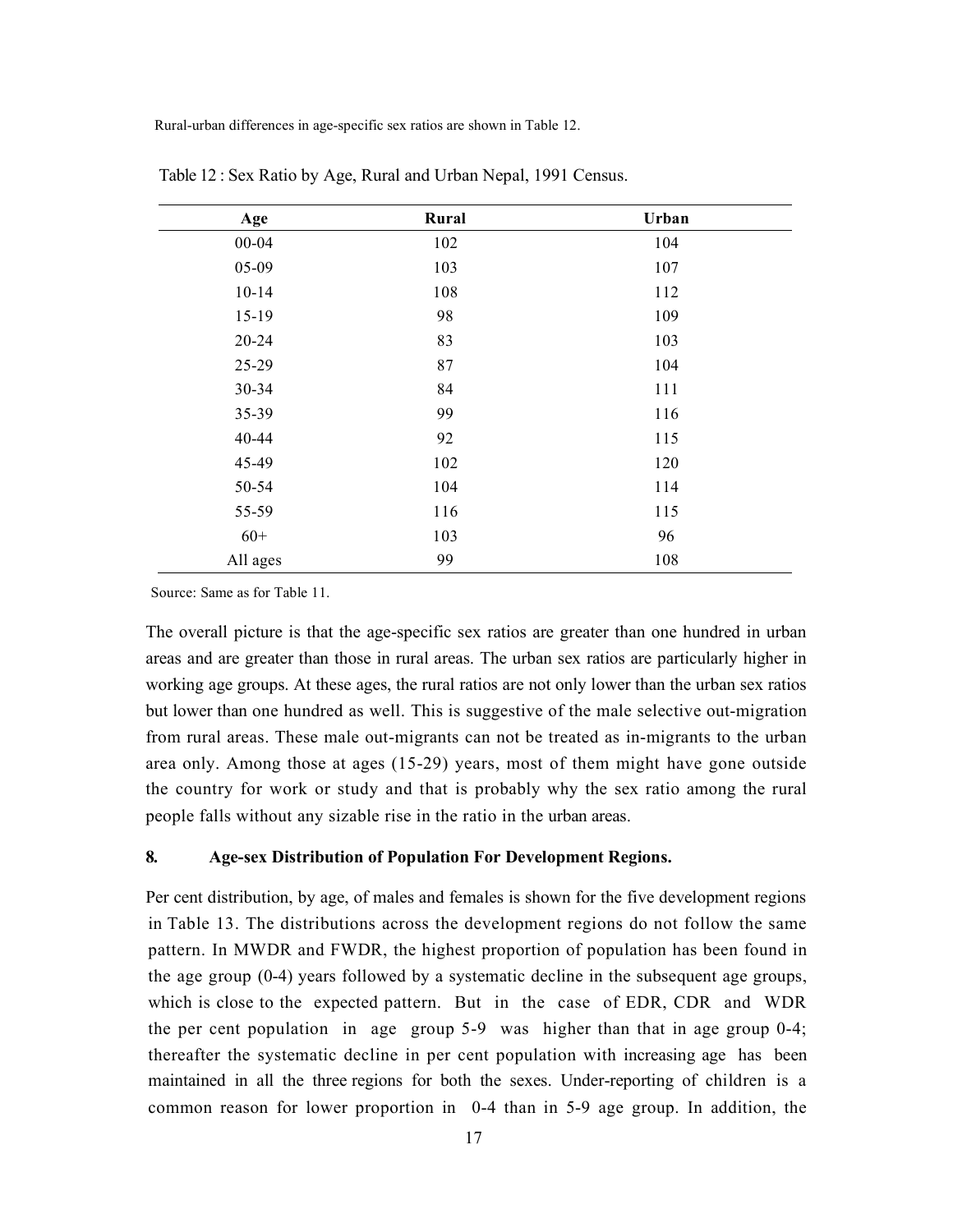Rural-urban differences in age-specific sex ratios are shown in Table 12.

Table 12 : Sex Ratio by Age, Rural and Urban Nepal, 1991 Census.

| Age | Rural | Urban |
|---|---|---|
| 00-04 | 102 | 104 |
| 05-09 | 103 | 107 |
| 10-14 | 108 | 112 |
| 15-19 | 98 | 109 |
| 20-24 | 83 | 103 |
| 25-29 | 87 | 104 |
| 30-34 | 84 | 111 |
| 35-39 | 99 | 116 |
| 40-44 | 92 | 115 |
| 45-49 | 102 | 120 |
| 50-54 | 104 | 114 |
| 55-59 | 116 | 115 |
| 60+ | 103 | 96 |
| All ages | 99 | 108 |

Source: Same as for Table 11.

The overall picture is that the age-specific sex ratios are greater than one hundred in urban areas and are greater than those in rural areas. The urban sex ratios are particularly higher in working age groups. At these ages, the rural ratios are not only lower than the urban sex ratios but lower than one hundred as well. This is suggestive of the male selective out-migration from rural areas. These male out-migrants can not be treated as in-migrants to the urban area only. Among those at ages (15-29) years, most of them might have gone outside the country for work or study and that is probably why the sex ratio among the rural people falls without any sizable rise in the ratio in the urban areas.

## 8. Age-sex Distribution of Population For Development Regions.

Per cent distribution, by age, of males and females is shown for the five development regions in Table 13. The distributions across the development regions do not follow the same pattern. In MWDR and FWDR, the highest proportion of population has been found in the age group (0-4) years followed by a systematic decline in the subsequent age groups, which is close to the expected pattern. But in the case of EDR, CDR and WDR the per cent population in age group 5-9 was higher than that in age group 0-4; thereafter the systematic decline in per cent population with increasing age has been maintained in all the three regions for both the sexes. Under-reporting of children is a common reason for lower proportion in 0-4 than in 5-9 age group. In addition, the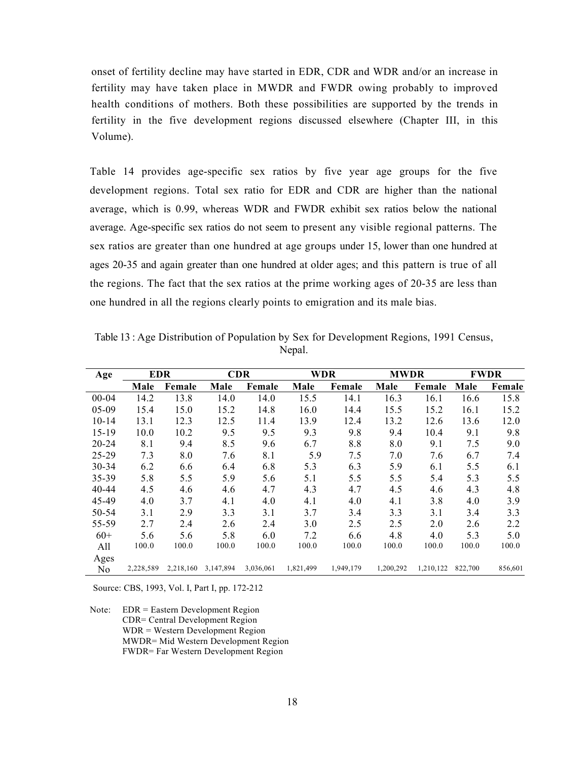onset of fertility decline may have started in EDR, CDR and WDR and/or an increase in fertility may have taken place in MWDR and FWDR owing probably to improved health conditions of mothers. Both these possibilities are supported by the trends in fertility in the five development regions discussed elsewhere (Chapter III, in this Volume).

Table 14 provides age-specific sex ratios by five year age groups for the five development regions. Total sex ratio for EDR and CDR are higher than the national average, which is 0.99, whereas WDR and FWDR exhibit sex ratios below the national average. Age-specific sex ratios do not seem to present any visible regional patterns. The sex ratios are greater than one hundred at age groups under 15, lower than one hundred at ages 20-35 and again greater than one hundred at older ages; and this pattern is true of all the regions. The fact that the sex ratios at the prime working ages of 20-35 are less than one hundred in all the regions clearly points to emigration and its male bias.

Table 13 : Age Distribution of Population by Sex for Development Regions, 1991 Census, Nepal.

| Age | EDR | | CDR | | WDR | | MWDR | | FWDR | |
|---|---|---|---|---|---|---|---|---|---|---|
| | Male | Female | Male | Female | Male | Female | Male | Female | Male | Female |
| 00-04 | 14.2 | 13.8 | 14.0 | 14.0 | 15.5 | 14.1 | 16.3 | 16.1 | 16.6 | 15.8 |
| 05-09 | 15.4 | 15.0 | 15.2 | 14.8 | 16.0 | 14.4 | 15.5 | 15.2 | 16.1 | 15.2 |
| 10-14 | 13.1 | 12.3 | 12.5 | 11.4 | 13.9 | 12.4 | 13.2 | 12.6 | 13.6 | 12.0 |
| 15-19 | 10.0 | 10.2 | 9.5 | 9.5 | 9.3 | 9.8 | 9.4 | 10.4 | 9.1 | 9.8 |
| 20-24 | 8.1 | 9.4 | 8.5 | 9.6 | 6.7 | 8.8 | 8.0 | 9.1 | 7.5 | 9.0 |
| 25-29 | 7.3 | 8.0 | 7.6 | 8.1 | 5.9 | 7.5 | 7.0 | 7.6 | 6.7 | 7.4 |
| 30-34 | 6.2 | 6.6 | 6.4 | 6.8 | 5.3 | 6.3 | 5.9 | 6.1 | 5.5 | 6.1 |
| 35-39 | 5.8 | 5.5 | 5.9 | 5.6 | 5.1 | 5.5 | 5.5 | 5.4 | 5.3 | 5.5 |
| 40-44 | 4.5 | 4.6 | 4.6 | 4.7 | 4.3 | 4.7 | 4.5 | 4.6 | 4.3 | 4.8 |
| 45-49 | 4.0 | 3.7 | 4.1 | 4.0 | 4.1 | 4.0 | 4.1 | 3.8 | 4.0 | 3.9 |
| 50-54 | 3.1 | 2.9 | 3.3 | 3.1 | 3.7 | 3.4 | 3.3 | 3.1 | 3.4 | 3.3 |
| 55-59 | 2.7 | 2.4 | 2.6 | 2.4 | 3.0 | 2.5 | 2.5 | 2.0 | 2.6 | 2.2 |
| 60+ | 5.6 | 5.6 | 5.8 | 6.0 | 7.2 | 6.6 | 4.8 | 4.0 | 5.3 | 5.0 |
| All Ages | 100.0 | 100.0 | 100.0 | 100.0 | 100.0 | 100.0 | 100.0 | 100.0 | 100.0 | 100.0 |
| No | 2,228,589 | 2,218,160 | 3,147,894 | 3,036,061 | 1,821,499 | 1,949,179 | 1,200,292 | 1,210,122 | 822,700 | 856,601 |

Source: CBS, 1993, Vol. I, Part I, pp. 172-212

Note: EDR = Eastern Development Region
CDR= Central Development Region
WDR = Western Development Region
MWDR= Mid Western Development Region
FWDR= Far Western Development Region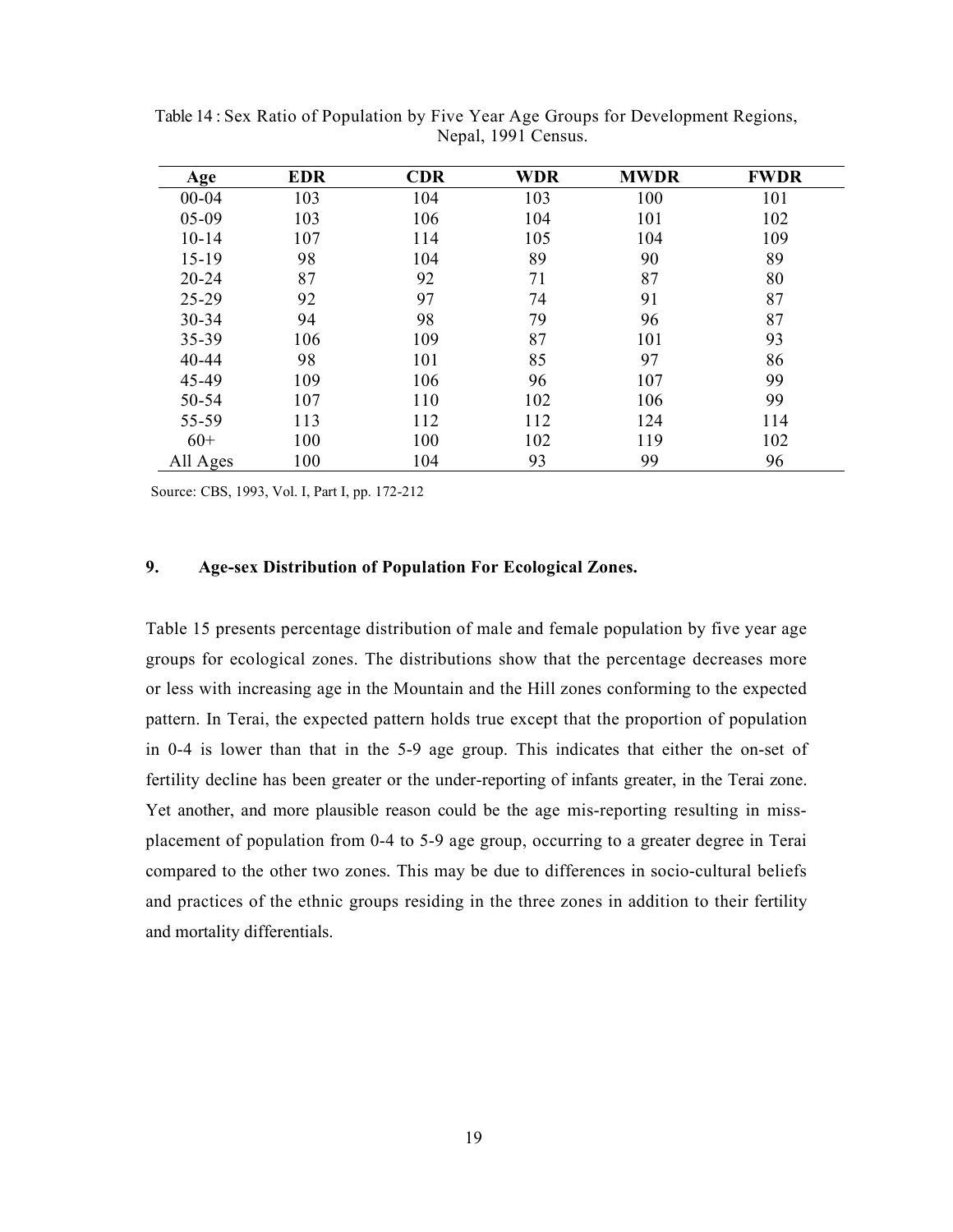Table 14 : Sex Ratio of Population by Five Year Age Groups for Development Regions, Nepal, 1991 Census.

| Age | EDR | CDR | WDR | MWDR | FWDR |
|---|---|---|---|---|---|
| 00-04 | 103 | 104 | 103 | 100 | 101 |
| 05-09 | 103 | 106 | 104 | 101 | 102 |
| 10-14 | 107 | 114 | 105 | 104 | 109 |
| 15-19 | 98 | 104 | 89 | 90 | 89 |
| 20-24 | 87 | 92 | 71 | 87 | 80 |
| 25-29 | 92 | 97 | 74 | 91 | 87 |
| 30-34 | 94 | 98 | 79 | 96 | 87 |
| 35-39 | 106 | 109 | 87 | 101 | 93 |
| 40-44 | 98 | 101 | 85 | 97 | 86 |
| 45-49 | 109 | 106 | 96 | 107 | 99 |
| 50-54 | 107 | 110 | 102 | 106 | 99 |
| 55-59 | 113 | 112 | 112 | 124 | 114 |
| 60+ | 100 | 100 | 102 | 119 | 102 |
| All Ages | 100 | 104 | 93 | 99 | 96 |

Source: CBS, 1993, Vol. I, Part I, pp. 172-212

## 9. Age-sex Distribution of Population For Ecological Zones.

Table 15 presents percentage distribution of male and female population by five year age groups for ecological zones. The distributions show that the percentage decreases more or less with increasing age in the Mountain and the Hill zones conforming to the expected pattern. In Terai, the expected pattern holds true except that the proportion of population in 0-4 is lower than that in the 5-9 age group. This indicates that either the on-set of fertility decline has been greater or the under-reporting of infants greater, in the Terai zone. Yet another, and more plausible reason could be the age mis-reporting resulting in miss-placement of population from 0-4 to 5-9 age group, occurring to a greater degree in Terai compared to the other two zones. This may be due to differences in socio-cultural beliefs and practices of the ethnic groups residing in the three zones in addition to their fertility and mortality differentials.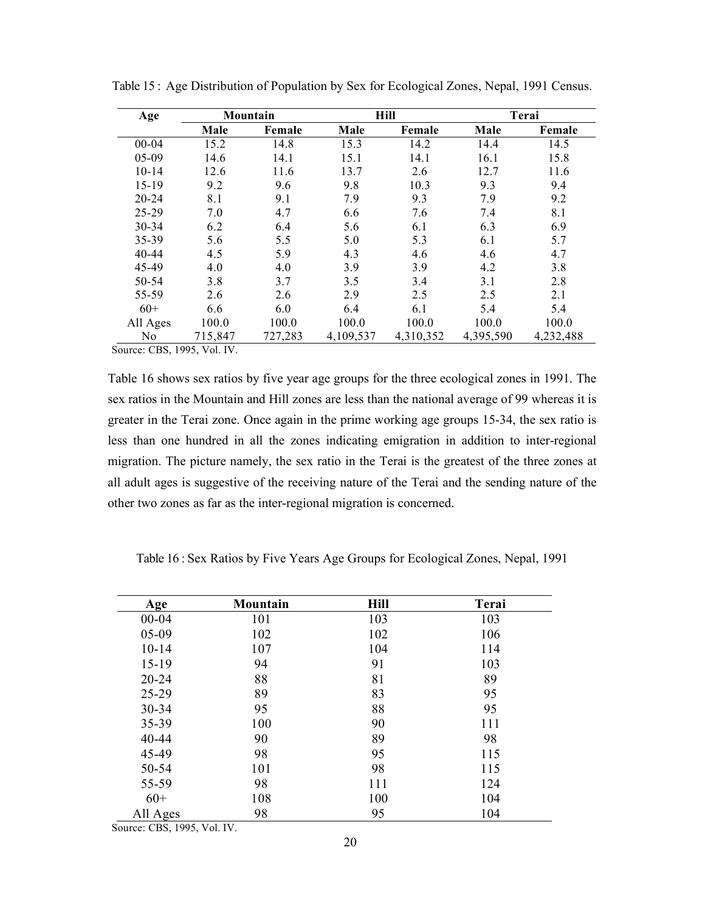Table 15 : Age Distribution of Population by Sex for Ecological Zones, Nepal, 1991 Census.

| Age | Mountain | | Hill | | Terai | |
|---|---|---|---|---|---|---|
| | Male | Female | Male | Female | Male | Female |
| 00-04 | 15.2 | 14.8 | 15.3 | 14.2 | 14.4 | 14.5 |
| 05-09 | 14.6 | 14.1 | 15.1 | 14.1 | 16.1 | 15.8 |
| 10-14 | 12.6 | 11.6 | 13.7 | 2.6 | 12.7 | 11.6 |
| 15-19 | 9.2 | 9.6 | 9.8 | 10.3 | 9.3 | 9.4 |
| 20-24 | 8.1 | 9.1 | 7.9 | 9.3 | 7.9 | 9.2 |
| 25-29 | 7.0 | 4.7 | 6.6 | 7.6 | 7.4 | 8.1 |
| 30-34 | 6.2 | 6.4 | 5.6 | 6.1 | 6.3 | 6.9 |
| 35-39 | 5.6 | 5.5 | 5.0 | 5.3 | 6.1 | 5.7 |
| 40-44 | 4.5 | 5.9 | 4.3 | 4.6 | 4.6 | 4.7 |
| 45-49 | 4.0 | 4.0 | 3.9 | 3.9 | 4.2 | 3.8 |
| 50-54 | 3.8 | 3.7 | 3.5 | 3.4 | 3.1 | 2.8 |
| 55-59 | 2.6 | 2.6 | 2.9 | 2.5 | 2.5 | 2.1 |
| 60+ | 6.6 | 6.0 | 6.4 | 6.1 | 5.4 | 5.4 |
| All Ages | 100.0 | 100.0 | 100.0 | 100.0 | 100.0 | 100.0 |
| No | 715,847 | 727,283 | 4,109,537 | 4,310,352 | 4,395,590 | 4,232,488 |

Source: CBS, 1995, Vol. IV.

Table 16 shows sex ratios by five year age groups for the three ecological zones in 1991. The sex ratios in the Mountain and Hill zones are less than the national average of 99 whereas it is greater in the Terai zone. Once again in the prime working age groups 15-34, the sex ratio is less than one hundred in all the zones indicating emigration in addition to inter-regional migration. The picture namely, the sex ratio in the Terai is the greatest of the three zones at all adult ages is suggestive of the receiving nature of the Terai and the sending nature of the other two zones as far as the inter-regional migration is concerned.

Table 16 : Sex Ratios by Five Years Age Groups for Ecological Zones, Nepal, 1991

| Age | Mountain | Hill | Terai |
|---|---|---|---|
| 00-04 | 101 | 103 | 103 |
| 05-09 | 102 | 102 | 106 |
| 10-14 | 107 | 104 | 114 |
| 15-19 | 94 | 91 | 103 |
| 20-24 | 88 | 81 | 89 |
| 25-29 | 89 | 83 | 95 |
| 30-34 | 95 | 88 | 95 |
| 35-39 | 100 | 90 | 111 |
| 40-44 | 90 | 89 | 98 |
| 45-49 | 98 | 95 | 115 |
| 50-54 | 101 | 98 | 115 |
| 55-59 | 98 | 111 | 124 |
| 60+ | 108 | 100 | 104 |
| All Ages | 98 | 95 | 104 |

Source: CBS, 1995, Vol. IV.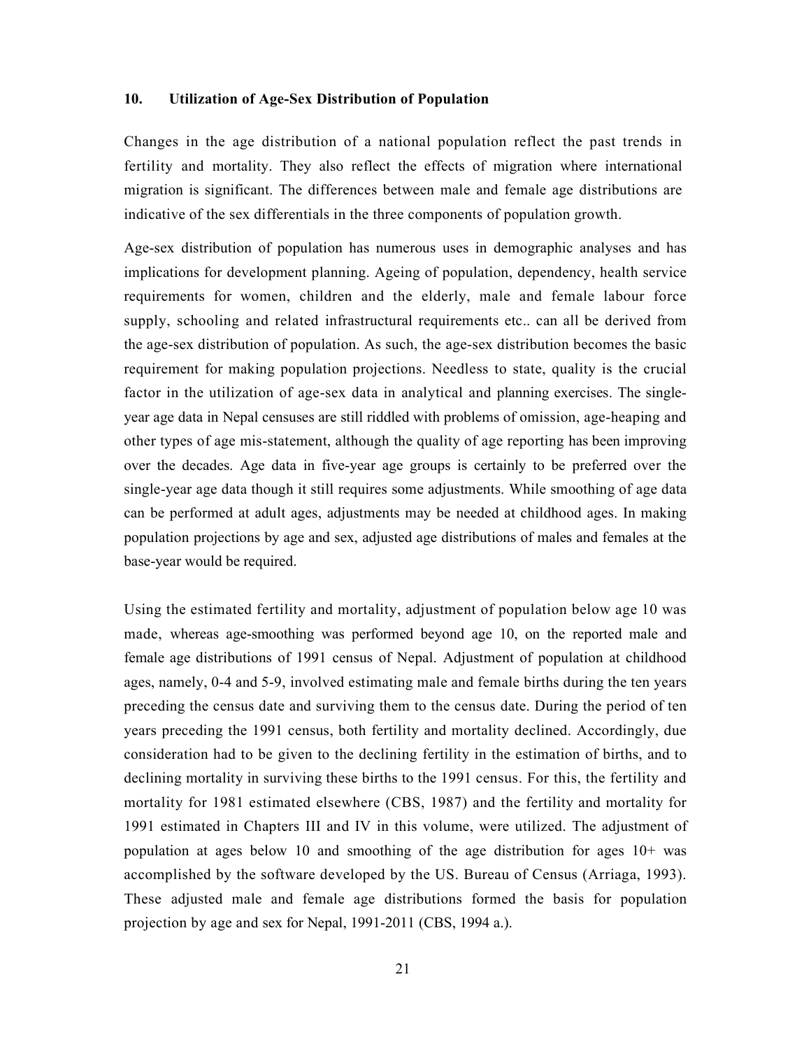## 10. Utilization of Age-Sex Distribution of Population

Changes in the age distribution of a national population reflect the past trends in fertility and mortality. They also reflect the effects of migration where international migration is significant. The differences between male and female age distributions are indicative of the sex differentials in the three components of population growth.

Age-sex distribution of population has numerous uses in demographic analyses and has implications for development planning. Ageing of population, dependency, health service requirements for women, children and the elderly, male and female labour force supply, schooling and related infrastructural requirements etc.. can all be derived from the age-sex distribution of population. As such, the age-sex distribution becomes the basic requirement for making population projections. Needless to state, quality is the crucial factor in the utilization of age-sex data in analytical and planning exercises. The single-year age data in Nepal censuses are still riddled with problems of omission, age-heaping and other types of age mis-statement, although the quality of age reporting has been improving over the decades. Age data in five-year age groups is certainly to be preferred over the single-year age data though it still requires some adjustments. While smoothing of age data can be performed at adult ages, adjustments may be needed at childhood ages. In making population projections by age and sex, adjusted age distributions of males and females at the base-year would be required.

Using the estimated fertility and mortality, adjustment of population below age 10 was made, whereas age-smoothing was performed beyond age 10, on the reported male and female age distributions of 1991 census of Nepal. Adjustment of population at childhood ages, namely, 0-4 and 5-9, involved estimating male and female births during the ten years preceding the census date and surviving them to the census date. During the period of ten years preceding the 1991 census, both fertility and mortality declined. Accordingly, due consideration had to be given to the declining fertility in the estimation of births, and to declining mortality in surviving these births to the 1991 census. For this, the fertility and mortality for 1981 estimated elsewhere (CBS, 1987) and the fertility and mortality for 1991 estimated in Chapters III and IV in this volume, were utilized. The adjustment of population at ages below 10 and smoothing of the age distribution for ages 10+ was accomplished by the software developed by the US. Bureau of Census (Arriaga, 1993). These adjusted male and female age distributions formed the basis for population projection by age and sex for Nepal, 1991-2011 (CBS, 1994 a.).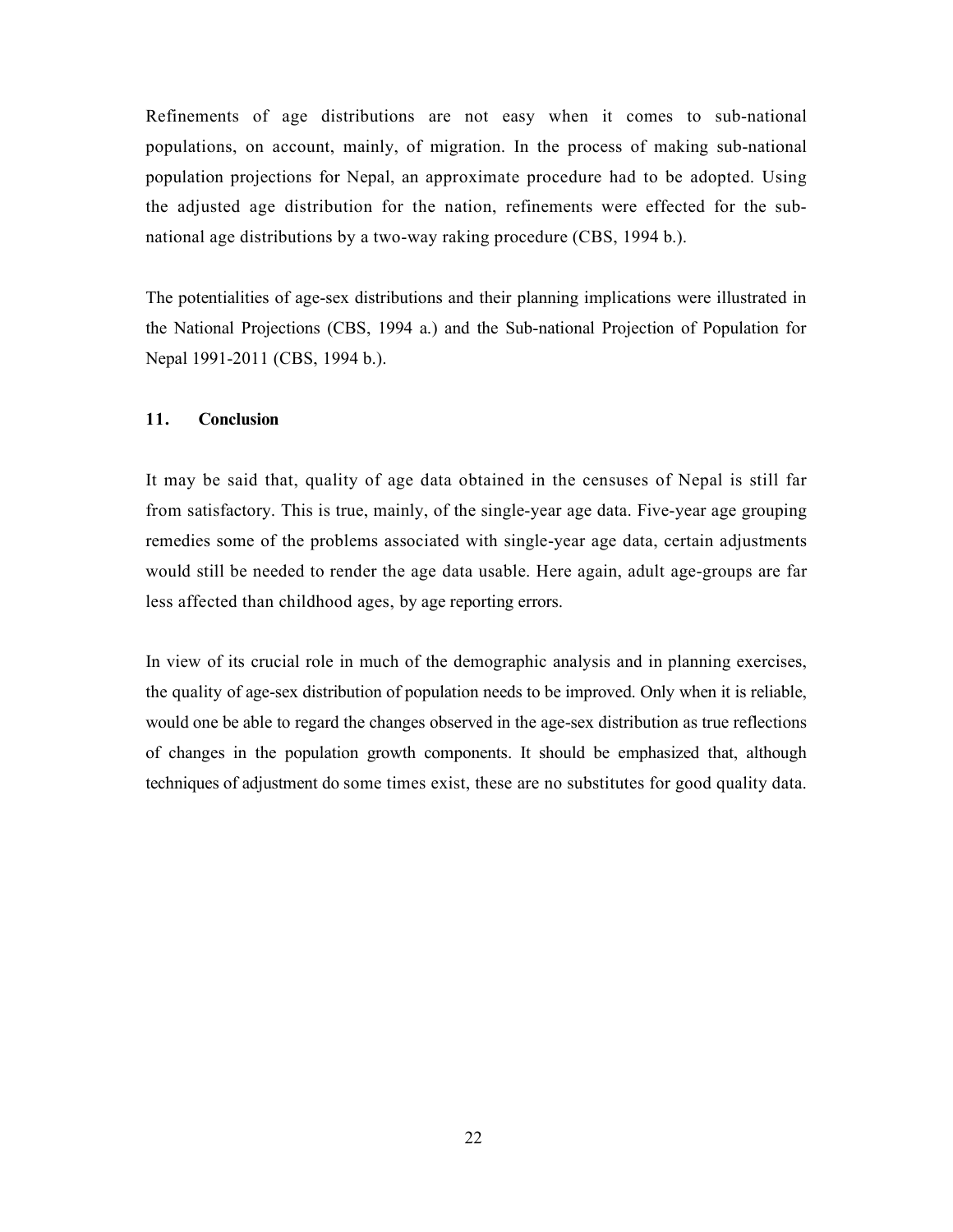Refinements of age distributions are not easy when it comes to sub-national populations, on account, mainly, of migration. In the process of making sub-national population projections for Nepal, an approximate procedure had to be adopted. Using the adjusted age distribution for the nation, refinements were effected for the sub-national age distributions by a two-way raking procedure (CBS, 1994 b.).

The potentialities of age-sex distributions and their planning implications were illustrated in the National Projections (CBS, 1994 a.) and the Sub-national Projection of Population for Nepal 1991-2011 (CBS, 1994 b.).

## 11. Conclusion

It may be said that, quality of age data obtained in the censuses of Nepal is still far from satisfactory. This is true, mainly, of the single-year age data. Five-year age grouping remedies some of the problems associated with single-year age data, certain adjustments would still be needed to render the age data usable. Here again, adult age-groups are far less affected than childhood ages, by age reporting errors.

In view of its crucial role in much of the demographic analysis and in planning exercises, the quality of age-sex distribution of population needs to be improved. Only when it is reliable, would one be able to regard the changes observed in the age-sex distribution as true reflections of changes in the population growth components. It should be emphasized that, although techniques of adjustment do some times exist, these are no substitutes for good quality data.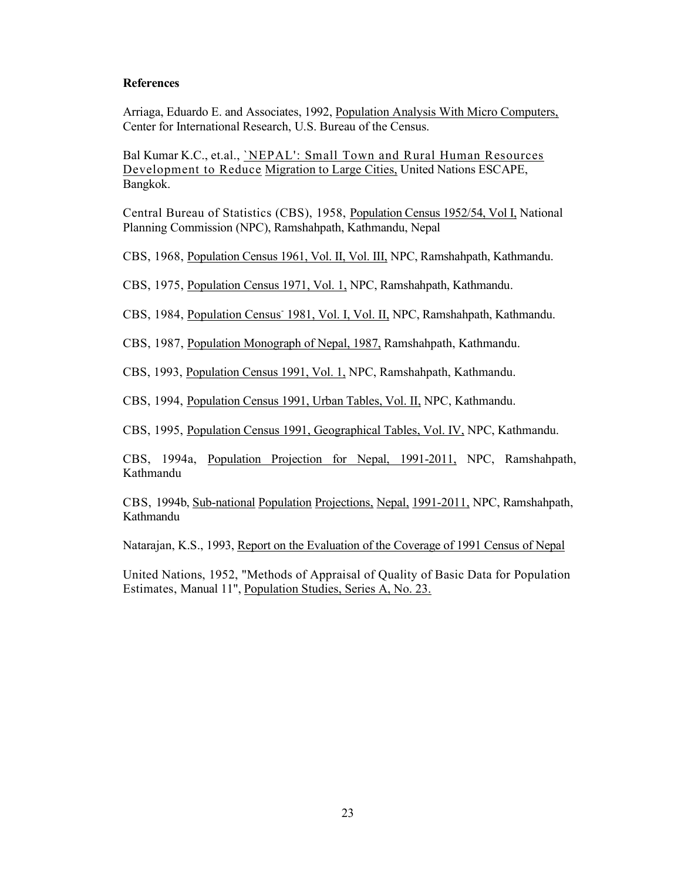**References**

Arriaga, Eduardo E. and Associates, 1992, Population Analysis With Micro Computers, Center for International Research, U.S. Bureau of the Census.

Bal Kumar K.C., et.al., `NEPAL': Small Town and Rural Human Resources Development to Reduce Migration to Large Cities, United Nations ESCAPE, Bangkok.

Central Bureau of Statistics (CBS), 1958, Population Census 1952/54, Vol I, National Planning Commission (NPC), Ramshahpath, Kathmandu, Nepal

CBS, 1968, Population Census 1961, Vol. II, Vol. III, NPC, Ramshahpath, Kathmandu.

CBS, 1975, Population Census 1971, Vol. 1, NPC, Ramshahpath, Kathmandu.

CBS, 1984, Population Census 1981, Vol. I, Vol. II, NPC, Ramshahpath, Kathmandu.

CBS, 1987, Population Monograph of Nepal, 1987, Ramshahpath, Kathmandu.

CBS, 1993, Population Census 1991, Vol. 1, NPC, Ramshahpath, Kathmandu.

CBS, 1994, Population Census 1991, Urban Tables, Vol. II, NPC, Kathmandu.

CBS, 1995, Population Census 1991, Geographical Tables, Vol. IV, NPC, Kathmandu.

CBS, 1994a, Population Projection for Nepal, 1991-2011, NPC, Ramshahpath, Kathmandu

CBS, 1994b, Sub-national Population Projections, Nepal, 1991-2011, NPC, Ramshahpath, Kathmandu

Natarajan, K.S., 1993, Report on the Evaluation of the Coverage of 1991 Census of Nepal

United Nations, 1952, "Methods of Appraisal of Quality of Basic Data for Population Estimates, Manual 11", Population Studies, Series A, No. 23.